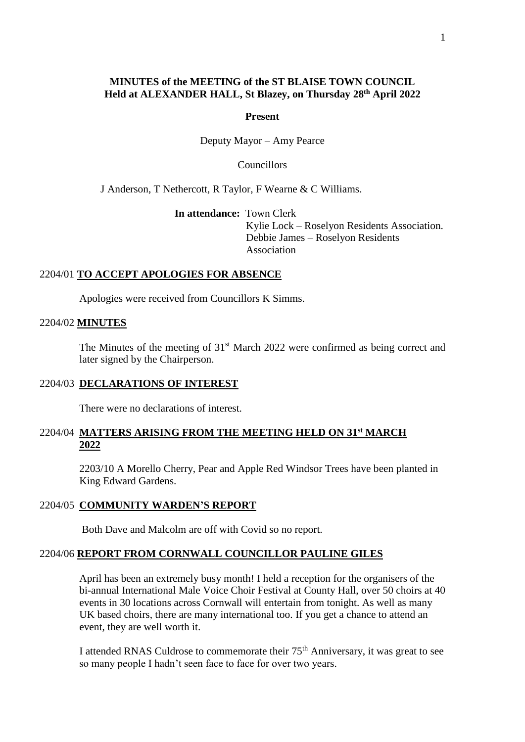**MINUTES of the MEETING of the ST BLAISE TOWN COUNCIL**
**Held at ALEXANDER HALL, St Blazey, on Thursday 28th April 2022**

**Present**

Deputy Mayor – Amy Pearce

Councillors

J Anderson, T Nethercott, R Taylor, F Wearne & C Williams.

**In attendance:** Town Clerk
Kylie Lock – Roselyon Residents Association.
Debbie James – Roselyon Residents Association

2204/01 **TO ACCEPT APOLOGIES FOR ABSENCE**

Apologies were received from Councillors K Simms.

2204/02 **MINUTES**

The Minutes of the meeting of 31st March 2022 were confirmed as being correct and later signed by the Chairperson.

2204/03 **DECLARATIONS OF INTEREST**

There were no declarations of interest.

2204/04 **MATTERS ARISING FROM THE MEETING HELD ON 31st MARCH 2022**

2203/10 A Morello Cherry, Pear and Apple Red Windsor Trees have been planted in King Edward Gardens.

2204/05 **COMMUNITY WARDEN'S REPORT**

Both Dave and Malcolm are off with Covid so no report.

2204/06 **REPORT FROM CORNWALL COUNCILLOR PAULINE GILES**

April has been an extremely busy month! I held a reception for the organisers of the bi-annual International Male Voice Choir Festival at County Hall, over 50 choirs at 40 events in 30 locations across Cornwall will entertain from tonight. As well as many UK based choirs, there are many international too. If you get a chance to attend an event, they are well worth it.

I attended RNAS Culdrose to commemorate their 75th Anniversary, it was great to see so many people I hadn't seen face to face for over two years.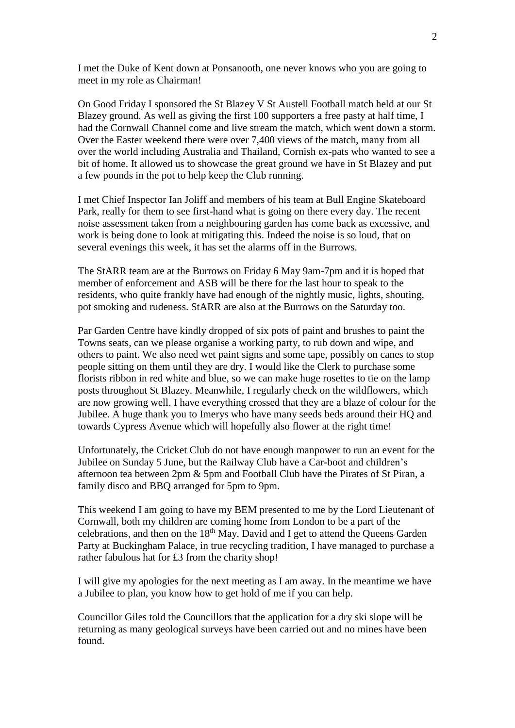I met the Duke of Kent down at Ponsanooth, one never knows who you are going to meet in my role as Chairman!

On Good Friday I sponsored the St Blazey V St Austell Football match held at our St Blazey ground. As well as giving the first 100 supporters a free pasty at half time, I had the Cornwall Channel come and live stream the match, which went down a storm. Over the Easter weekend there were over 7,400 views of the match, many from all over the world including Australia and Thailand, Cornish ex-pats who wanted to see a bit of home. It allowed us to showcase the great ground we have in St Blazey and put a few pounds in the pot to help keep the Club running.

I met Chief Inspector Ian Joliff and members of his team at Bull Engine Skateboard Park, really for them to see first-hand what is going on there every day. The recent noise assessment taken from a neighbouring garden has come back as excessive, and work is being done to look at mitigating this. Indeed the noise is so loud, that on several evenings this week, it has set the alarms off in the Burrows.

The StARR team are at the Burrows on Friday 6 May 9am-7pm and it is hoped that member of enforcement and ASB will be there for the last hour to speak to the residents, who quite frankly have had enough of the nightly music, lights, shouting, pot smoking and rudeness. StARR are also at the Burrows on the Saturday too.

Par Garden Centre have kindly dropped of six pots of paint and brushes to paint the Towns seats, can we please organise a working party, to rub down and wipe, and others to paint. We also need wet paint signs and some tape, possibly on canes to stop people sitting on them until they are dry. I would like the Clerk to purchase some florists ribbon in red white and blue, so we can make huge rosettes to tie on the lamp posts throughout St Blazey. Meanwhile, I regularly check on the wildflowers, which are now growing well. I have everything crossed that they are a blaze of colour for the Jubilee. A huge thank you to Imerys who have many seeds beds around their HQ and towards Cypress Avenue which will hopefully also flower at the right time!

Unfortunately, the Cricket Club do not have enough manpower to run an event for the Jubilee on Sunday 5 June, but the Railway Club have a Car-boot and children's afternoon tea between 2pm & 5pm and Football Club have the Pirates of St Piran, a family disco and BBQ arranged for 5pm to 9pm.

This weekend I am going to have my BEM presented to me by the Lord Lieutenant of Cornwall, both my children are coming home from London to be a part of the celebrations, and then on the 18th May, David and I get to attend the Queens Garden Party at Buckingham Palace, in true recycling tradition, I have managed to purchase a rather fabulous hat for £3 from the charity shop!

I will give my apologies for the next meeting as I am away. In the meantime we have a Jubilee to plan, you know how to get hold of me if you can help.

Councillor Giles told the Councillors that the application for a dry ski slope will be returning as many geological surveys have been carried out and no mines have been found.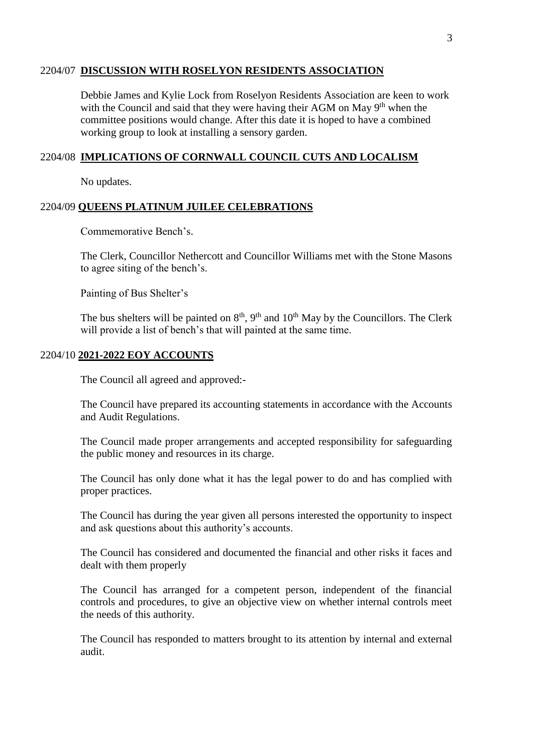2204/07 **DISCUSSION WITH ROSELYON RESIDENTS ASSOCIATION**

Debbie James and Kylie Lock from Roselyon Residents Association are keen to work with the Council and said that they were having their AGM on May 9th when the committee positions would change. After this date it is hoped to have a combined working group to look at installing a sensory garden.

2204/08 **IMPLICATIONS OF CORNWALL COUNCIL CUTS AND LOCALISM**

No updates.

2204/09 **QUEENS PLATINUM JUILEE CELEBRATIONS**

Commemorative Bench's.

The Clerk, Councillor Nethercott and Councillor Williams met with the Stone Masons to agree siting of the bench's.

Painting of Bus Shelter's

The bus shelters will be painted on 8th, 9th and 10th May by the Councillors. The Clerk will provide a list of bench's that will painted at the same time.

2204/10 **2021-2022 EOY ACCOUNTS**

The Council all agreed and approved:-

The Council have prepared its accounting statements in accordance with the Accounts and Audit Regulations.

The Council made proper arrangements and accepted responsibility for safeguarding the public money and resources in its charge.

The Council has only done what it has the legal power to do and has complied with proper practices.

The Council has during the year given all persons interested the opportunity to inspect and ask questions about this authority's accounts.

The Council has considered and documented the financial and other risks it faces and dealt with them properly

The Council has arranged for a competent person, independent of the financial controls and procedures, to give an objective view on whether internal controls meet the needs of this authority.

The Council has responded to matters brought to its attention by internal and external audit.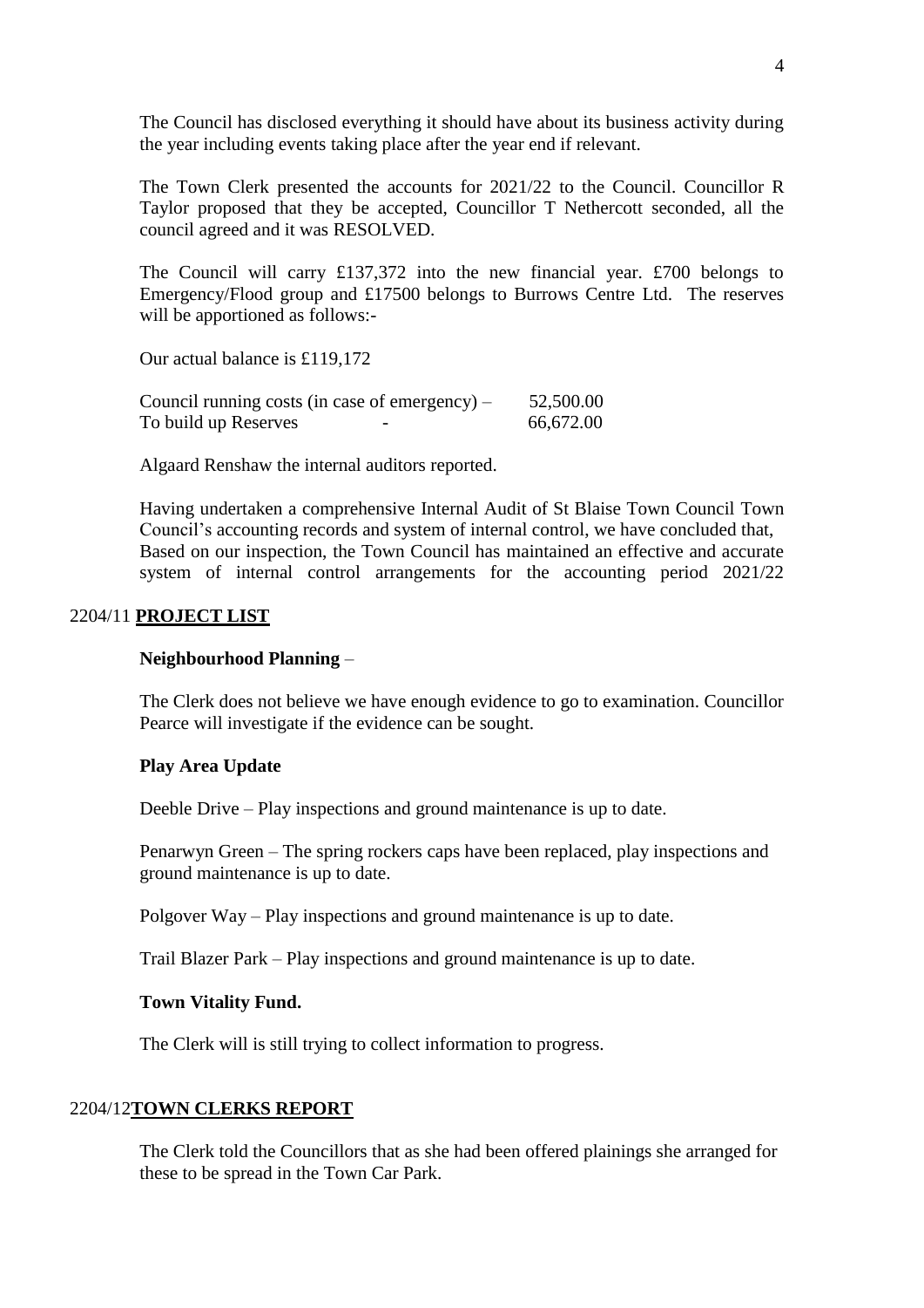The Council has disclosed everything it should have about its business activity during the year including events taking place after the year end if relevant.

The Town Clerk presented the accounts for 2021/22 to the Council. Councillor R Taylor proposed that they be accepted, Councillor T Nethercott seconded, all the council agreed and it was RESOLVED.

The Council will carry £137,372 into the new financial year. £700 belongs to Emergency/Flood group and £17500 belongs to Burrows Centre Ltd. The reserves will be apportioned as follows:-

Our actual balance is £119,172

| | | |
|---|---|---|
| Council running costs (in case of emergency) – | | 52,500.00 |
| To build up Reserves | - | 66,672.00 |

Algaard Renshaw the internal auditors reported.

Having undertaken a comprehensive Internal Audit of St Blaise Town Council Town Council's accounting records and system of internal control, we have concluded that, Based on our inspection, the Town Council has maintained an effective and accurate system of internal control arrangements for the accounting period 2021/22

## 2204/11 **PROJECT LIST**

**Neighbourhood Planning** –

The Clerk does not believe we have enough evidence to go to examination. Councillor Pearce will investigate if the evidence can be sought.

**Play Area Update**

Deeble Drive – Play inspections and ground maintenance is up to date.

Penarwyn Green – The spring rockers caps have been replaced, play inspections and ground maintenance is up to date.

Polgover Way – Play inspections and ground maintenance is up to date.

Trail Blazer Park – Play inspections and ground maintenance is up to date.

**Town Vitality Fund.**

The Clerk will is still trying to collect information to progress.

## 2204/12 **TOWN CLERKS REPORT**

The Clerk told the Councillors that as she had been offered plainings she arranged for these to be spread in the Town Car Park.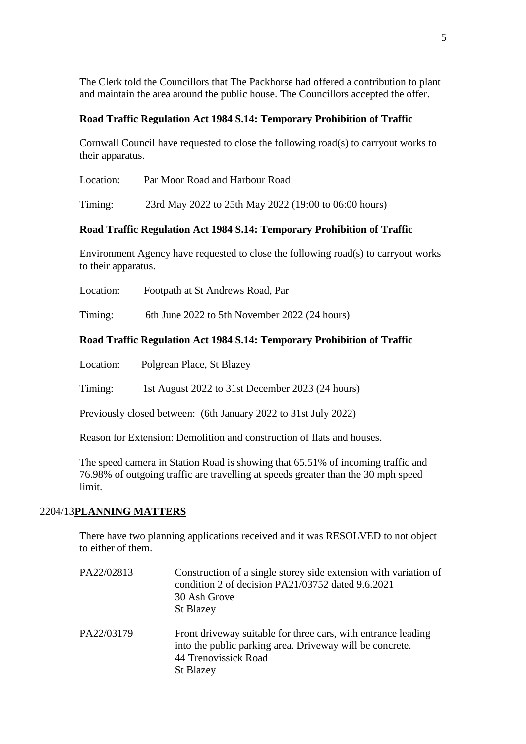The Clerk told the Councillors that The Packhorse had offered a contribution to plant and maintain the area around the public house. The Councillors accepted the offer.

**Road Traffic Regulation Act 1984 S.14: Temporary Prohibition of Traffic**

Cornwall Council have requested to close the following road(s) to carryout works to their apparatus.

Location: Par Moor Road and Harbour Road

Timing: 23rd May 2022 to 25th May 2022 (19:00 to 06:00 hours)

**Road Traffic Regulation Act 1984 S.14: Temporary Prohibition of Traffic**

Environment Agency have requested to close the following road(s) to carryout works to their apparatus.

Location: Footpath at St Andrews Road, Par

Timing: 6th June 2022 to 5th November 2022 (24 hours)

**Road Traffic Regulation Act 1984 S.14: Temporary Prohibition of Traffic**

Location: Polgrean Place, St Blazey

Timing: 1st August 2022 to 31st December 2023 (24 hours)

Previously closed between: (6th January 2022 to 31st July 2022)

Reason for Extension: Demolition and construction of flats and houses.

The speed camera in Station Road is showing that 65.51% of incoming traffic and 76.98% of outgoing traffic are travelling at speeds greater than the 30 mph speed limit.

## 2204/13 PLANNING MATTERS

There have two planning applications received and it was RESOLVED to not object to either of them.

| | |
|---|---|
| PA22/02813 | Construction of a single storey side extension with variation of condition 2 of decision PA21/03752 dated 9.6.2021<br>30 Ash Grove<br>St Blazey |
| PA22/03179 | Front driveway suitable for three cars, with entrance leading into the public parking area. Driveway will be concrete.<br>44 Trenovissick Road<br>St Blazey |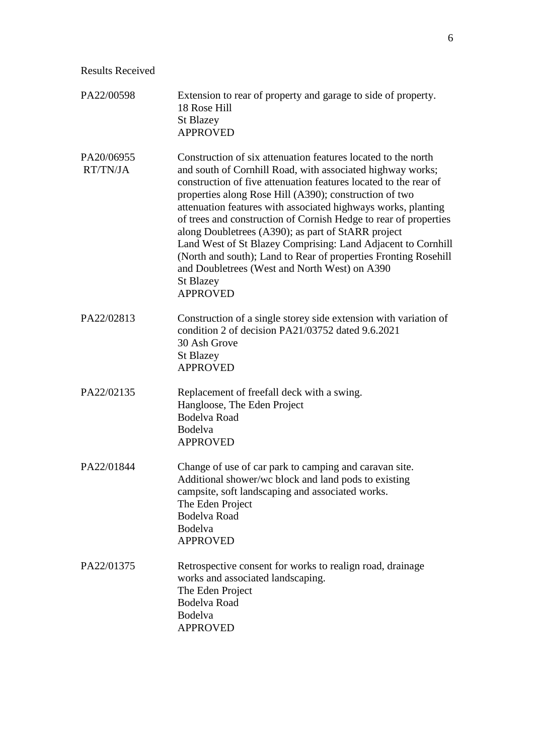Results Received

PA22/00598

Extension to rear of property and garage to side of property.
18 Rose Hill
St Blazey
APPROVED

PA20/06955
RT/TN/JA

Construction of six attenuation features located to the north and south of Cornhill Road, with associated highway works; construction of five attenuation features located to the rear of properties along Rose Hill (A390); construction of two attenuation features with associated highways works, planting of trees and construction of Cornish Hedge to rear of properties along Doubletrees (A390); as part of StARR project
Land West of St Blazey Comprising: Land Adjacent to Cornhill (North and south); Land to Rear of properties Fronting Rosehill and Doubletrees (West and North West) on A390
St Blazey
APPROVED

PA22/02813

Construction of a single storey side extension with variation of condition 2 of decision PA21/03752 dated 9.6.2021
30 Ash Grove
St Blazey
APPROVED

PA22/02135

Replacement of freefall deck with a swing.
Hangloose, The Eden Project
Bodelva Road
Bodelva
APPROVED

PA22/01844

Change of use of car park to camping and caravan site. Additional shower/wc block and land pods to existing campsite, soft landscaping and associated works.
The Eden Project
Bodelva Road
Bodelva
APPROVED

PA22/01375

Retrospective consent for works to realign road, drainage works and associated landscaping.
The Eden Project
Bodelva Road
Bodelva
APPROVED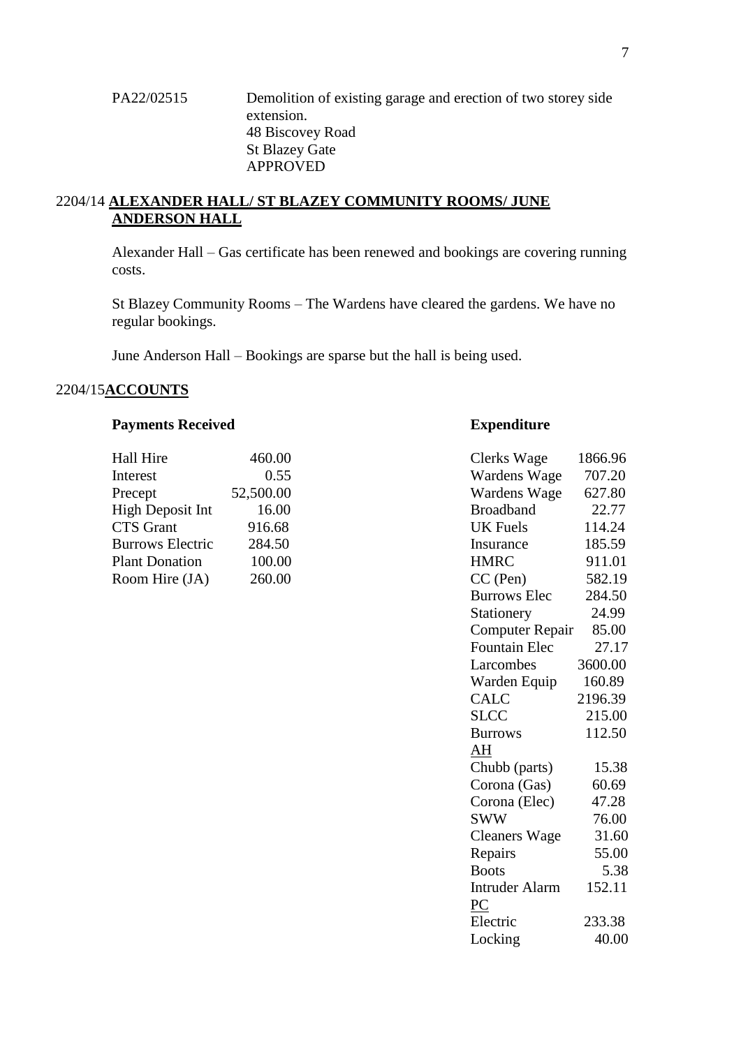PA22/02515 Demolition of existing garage and erection of two storey side extension.
48 Biscovey Road
St Blazey Gate
APPROVED

## 2204/14 ALEXANDER HALL/ ST BLAZEY COMMUNITY ROOMS/ JUNE ANDERSON HALL

Alexander Hall – Gas certificate has been renewed and bookings are covering running costs.

St Blazey Community Rooms – The Wardens have cleared the gardens. We have no regular bookings.

June Anderson Hall – Bookings are sparse but the hall is being used.

## 2204/15 ACCOUNTS

**Payments Received**

| | |
|---|---|
| Hall Hire | 460.00 |
| Interest | 0.55 |
| Precept | 52,500.00 |
| High Deposit Int | 16.00 |
| CTS Grant | 916.68 |
| Burrows Electric | 284.50 |
| Plant Donation | 100.00 |
| Room Hire (JA) | 260.00 |

**Expenditure**

| | |
|---|---|
| Clerks Wage | 1866.96 |
| Wardens Wage | 707.20 |
| Wardens Wage | 627.80 |
| Broadband | 22.77 |
| UK Fuels | 114.24 |
| Insurance | 185.59 |
| HMRC | 911.01 |
| CC (Pen) | 582.19 |
| Burrows Elec | 284.50 |
| Stationery | 24.99 |
| Computer Repair | 85.00 |
| Fountain Elec | 27.17 |
| Larcombes | 3600.00 |
| Warden Equip | 160.89 |
| CALC | 2196.39 |
| SLCC | 215.00 |
| Burrows | 112.50 |
| <u>AH</u> | |
| Chubb (parts) | 15.38 |
| Corona (Gas) | 60.69 |
| Corona (Elec) | 47.28 |
| SWW | 76.00 |
| Cleaners Wage | 31.60 |
| Repairs | 55.00 |
| Boots | 5.38 |
| Intruder Alarm | 152.11 |
| <u>PC</u> | |
| Electric | 233.38 |
| Locking | 40.00 |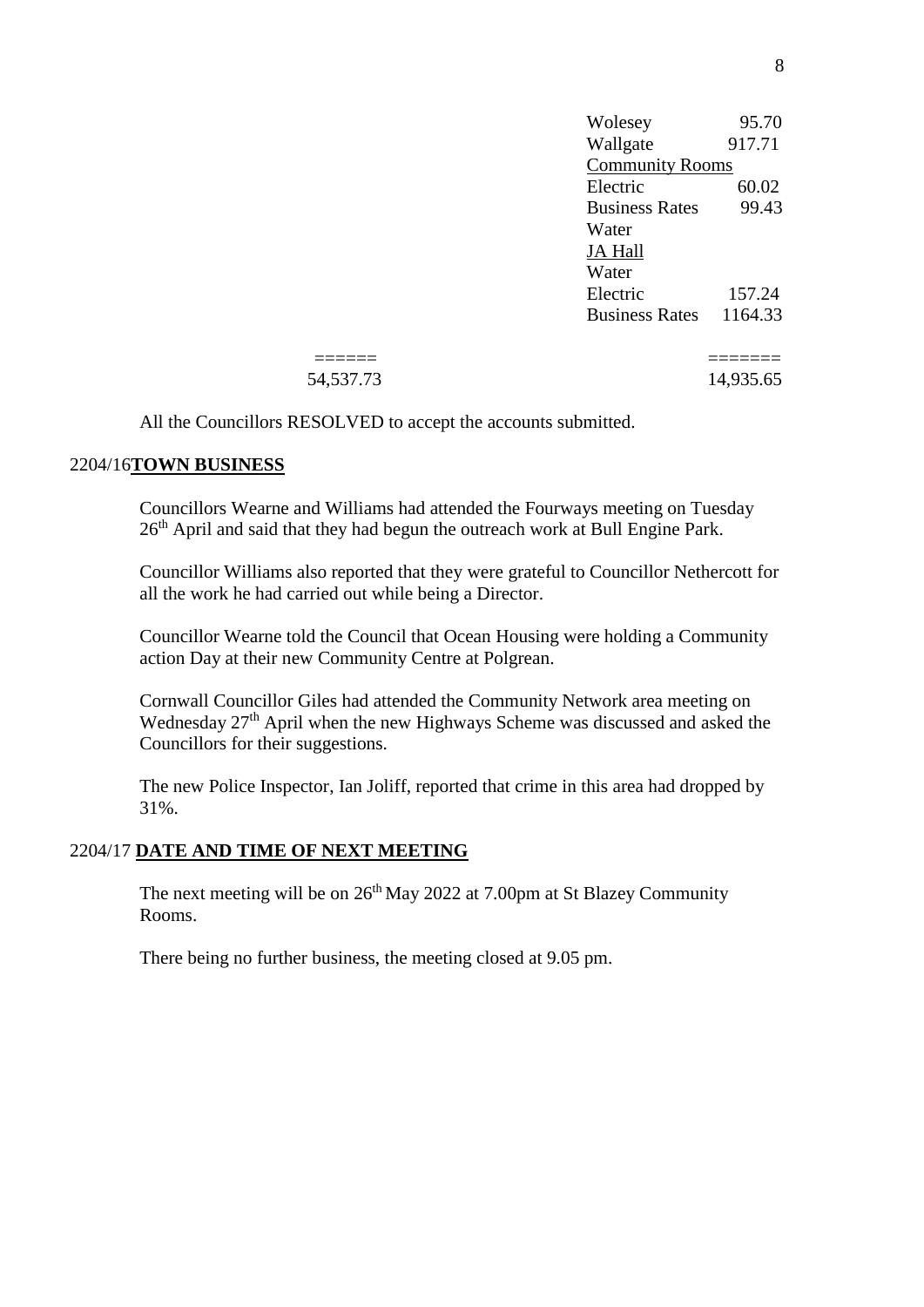| | | | |
|---|---|---|---|
| | | Wolesey | 95.70 |
| | | Wallgate | 917.71 |
| | | Community Rooms | |
| | | Electric | 60.02 |
| | | Business Rates | 99.43 |
| | | Water | |
| | | JA Hall | |
| | | Water | |
| | | Electric | 157.24 |
| | | Business Rates | 1164.33 |
| | ====== | | ======= |
| | 54,537.73 | | 14,935.65 |

All the Councillors RESOLVED to accept the accounts submitted.

## 2204/16 TOWN BUSINESS

Councillors Wearne and Williams had attended the Fourways meeting on Tuesday 26th April and said that they had begun the outreach work at Bull Engine Park.

Councillor Williams also reported that they were grateful to Councillor Nethercott for all the work he had carried out while being a Director.

Councillor Wearne told the Council that Ocean Housing were holding a Community action Day at their new Community Centre at Polgrean.

Cornwall Councillor Giles had attended the Community Network area meeting on Wednesday 27th April when the new Highways Scheme was discussed and asked the Councillors for their suggestions.

The new Police Inspector, Ian Joliff, reported that crime in this area had dropped by 31%.

## 2204/17 DATE AND TIME OF NEXT MEETING

The next meeting will be on 26th May 2022 at 7.00pm at St Blazey Community Rooms.

There being no further business, the meeting closed at 9.05 pm.